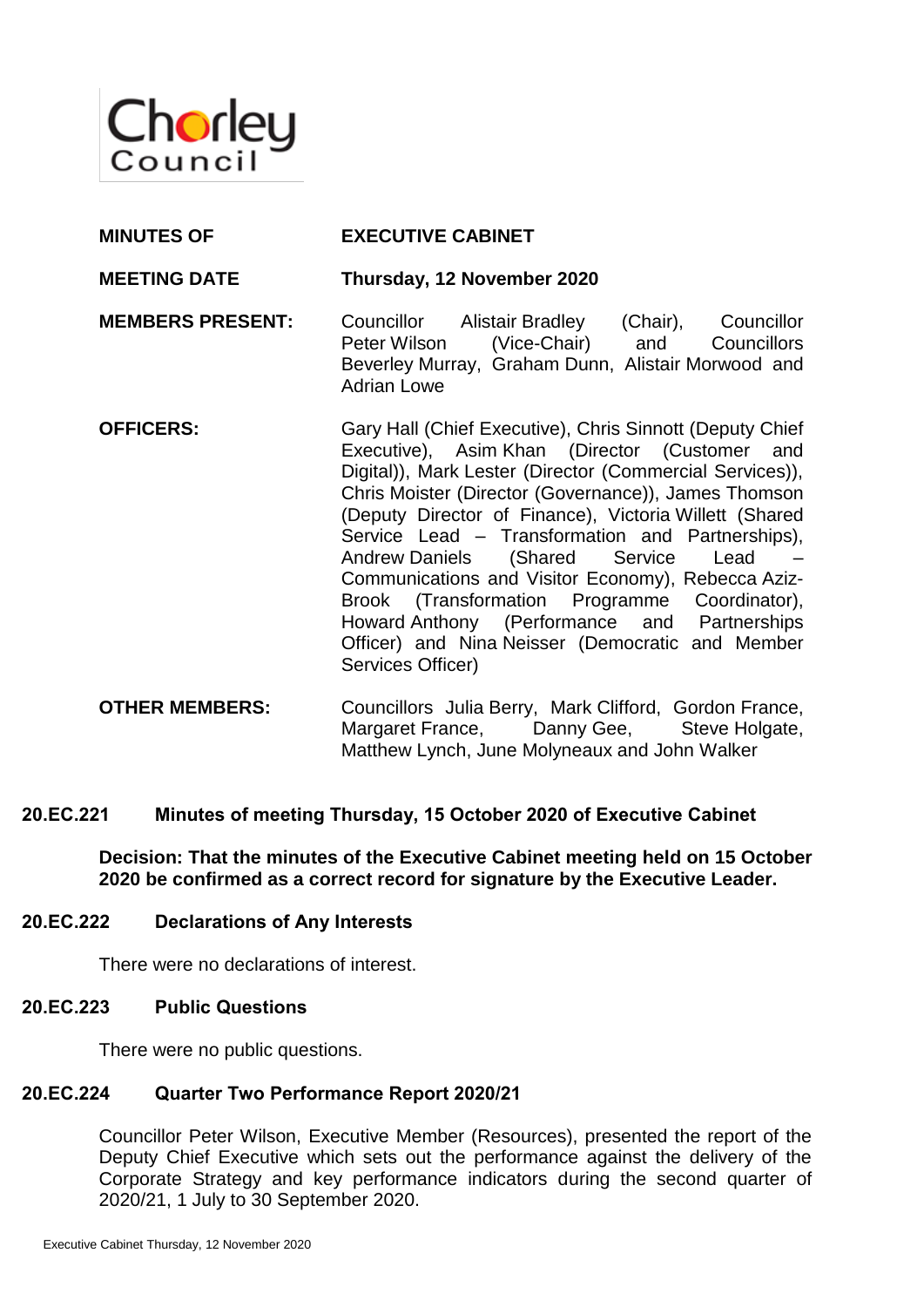Chorley Council

| | |
|---|---|
| **MINUTES OF** | **EXECUTIVE CABINET** |
| **MEETING DATE** | **Thursday, 12 November 2020** |
| **MEMBERS PRESENT:** | Councillor Alistair Bradley (Chair), Councillor Peter Wilson (Vice-Chair) and Councillors Beverley Murray, Graham Dunn, Alistair Morwood and Adrian Lowe |
| **OFFICERS:** | Gary Hall (Chief Executive), Chris Sinnott (Deputy Chief Executive), Asim Khan (Director (Customer and Digital)), Mark Lester (Director (Commercial Services)), Chris Moister (Director (Governance)), James Thomson (Deputy Director of Finance), Victoria Willett (Shared Service Lead – Transformation and Partnerships), Andrew Daniels (Shared Service Lead – Communications and Visitor Economy), Rebecca Aziz-Brook (Transformation Programme Coordinator), Howard Anthony (Performance and Partnerships Officer) and Nina Neisser (Democratic and Member Services Officer) |
| **OTHER MEMBERS:** | Councillors Julia Berry, Mark Clifford, Gordon France, Margaret France, Danny Gee, Steve Holgate, Matthew Lynch, June Molyneaux and John Walker |

## 20.EC.221 Minutes of meeting Thursday, 15 October 2020 of Executive Cabinet

**Decision: That the minutes of the Executive Cabinet meeting held on 15 October 2020 be confirmed as a correct record for signature by the Executive Leader.**

## 20.EC.222 Declarations of Any Interests

There were no declarations of interest.

## 20.EC.223 Public Questions

There were no public questions.

## 20.EC.224 Quarter Two Performance Report 2020/21

Councillor Peter Wilson, Executive Member (Resources), presented the report of the Deputy Chief Executive which sets out the performance against the delivery of the Corporate Strategy and key performance indicators during the second quarter of 2020/21, 1 July to 30 September 2020.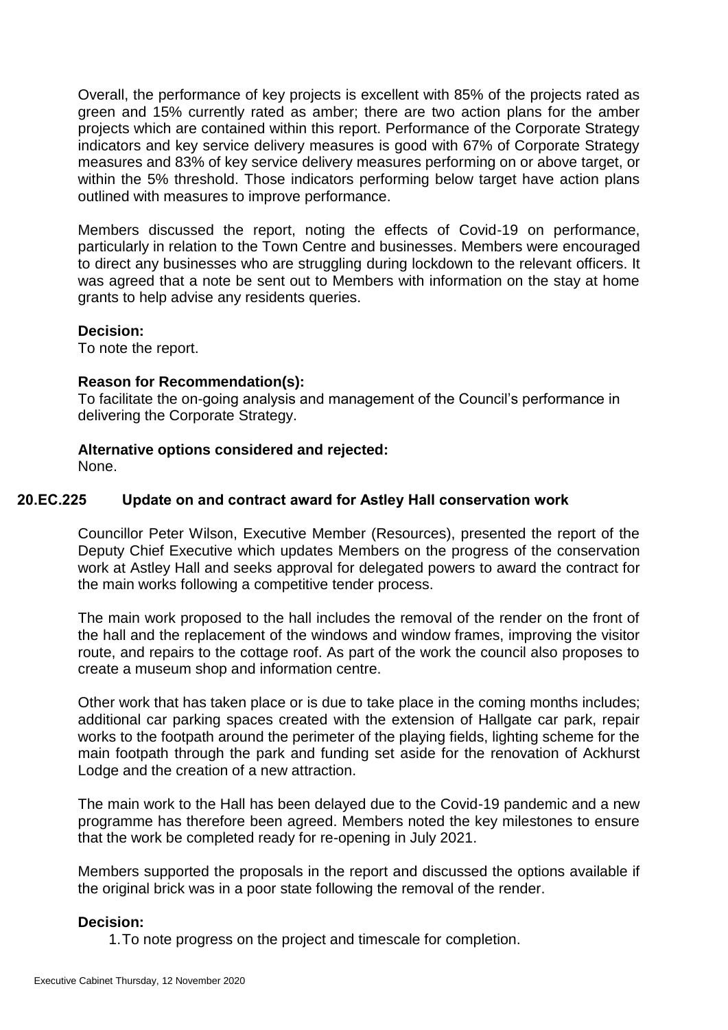Overall, the performance of key projects is excellent with 85% of the projects rated as green and 15% currently rated as amber; there are two action plans for the amber projects which are contained within this report. Performance of the Corporate Strategy indicators and key service delivery measures is good with 67% of Corporate Strategy measures and 83% of key service delivery measures performing on or above target, or within the 5% threshold. Those indicators performing below target have action plans outlined with measures to improve performance.

Members discussed the report, noting the effects of Covid-19 on performance, particularly in relation to the Town Centre and businesses. Members were encouraged to direct any businesses who are struggling during lockdown to the relevant officers. It was agreed that a note be sent out to Members with information on the stay at home grants to help advise any residents queries.

**Decision:**
To note the report.

**Reason for Recommendation(s):**
To facilitate the on-going analysis and management of the Council's performance in delivering the Corporate Strategy.

**Alternative options considered and rejected:**
None.

## 20.EC.225 Update on and contract award for Astley Hall conservation work

Councillor Peter Wilson, Executive Member (Resources), presented the report of the Deputy Chief Executive which updates Members on the progress of the conservation work at Astley Hall and seeks approval for delegated powers to award the contract for the main works following a competitive tender process.

The main work proposed to the hall includes the removal of the render on the front of the hall and the replacement of the windows and window frames, improving the visitor route, and repairs to the cottage roof. As part of the work the council also proposes to create a museum shop and information centre.

Other work that has taken place or is due to take place in the coming months includes; additional car parking spaces created with the extension of Hallgate car park, repair works to the footpath around the perimeter of the playing fields, lighting scheme for the main footpath through the park and funding set aside for the renovation of Ackhurst Lodge and the creation of a new attraction.

The main work to the Hall has been delayed due to the Covid-19 pandemic and a new programme has therefore been agreed. Members noted the key milestones to ensure that the work be completed ready for re-opening in July 2021.

Members supported the proposals in the report and discussed the options available if the original brick was in a poor state following the removal of the render.

**Decision:**

1. To note progress on the project and timescale for completion.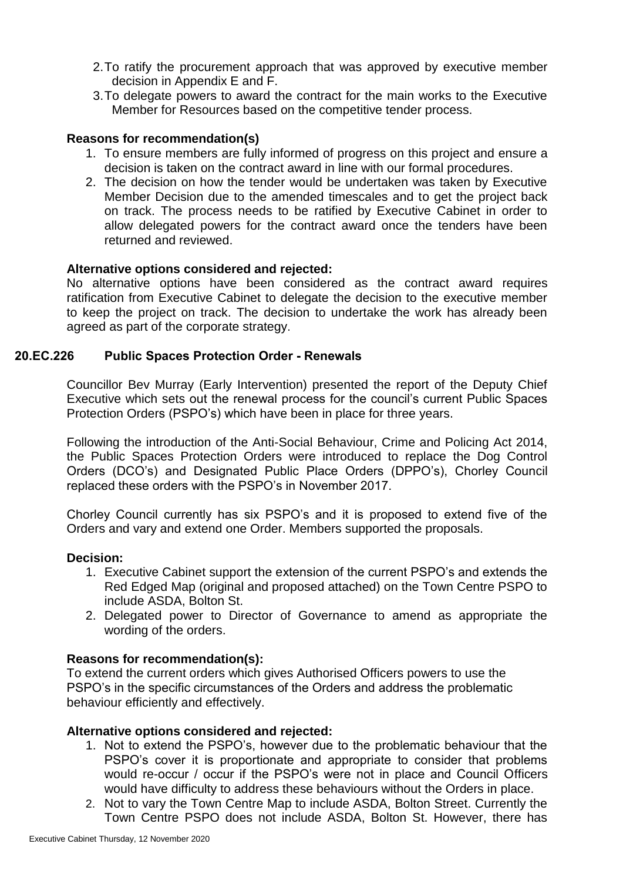2. To ratify the procurement approach that was approved by executive member decision in Appendix E and F.
3. To delegate powers to award the contract for the main works to the Executive Member for Resources based on the competitive tender process.

**Reasons for recommendation(s)**

1. To ensure members are fully informed of progress on this project and ensure a decision is taken on the contract award in line with our formal procedures.
2. The decision on how the tender would be undertaken was taken by Executive Member Decision due to the amended timescales and to get the project back on track. The process needs to be ratified by Executive Cabinet in order to allow delegated powers for the contract award once the tenders have been returned and reviewed.

**Alternative options considered and rejected:**

No alternative options have been considered as the contract award requires ratification from Executive Cabinet to delegate the decision to the executive member to keep the project on track. The decision to undertake the work has already been agreed as part of the corporate strategy.

## 20.EC.226 Public Spaces Protection Order - Renewals

Councillor Bev Murray (Early Intervention) presented the report of the Deputy Chief Executive which sets out the renewal process for the council's current Public Spaces Protection Orders (PSPO's) which have been in place for three years.

Following the introduction of the Anti-Social Behaviour, Crime and Policing Act 2014, the Public Spaces Protection Orders were introduced to replace the Dog Control Orders (DCO's) and Designated Public Place Orders (DPPO's), Chorley Council replaced these orders with the PSPO's in November 2017.

Chorley Council currently has six PSPO's and it is proposed to extend five of the Orders and vary and extend one Order. Members supported the proposals.

**Decision:**

1. Executive Cabinet support the extension of the current PSPO's and extends the Red Edged Map (original and proposed attached) on the Town Centre PSPO to include ASDA, Bolton St.
2. Delegated power to Director of Governance to amend as appropriate the wording of the orders.

**Reasons for recommendation(s):**

To extend the current orders which gives Authorised Officers powers to use the PSPO's in the specific circumstances of the Orders and address the problematic behaviour efficiently and effectively.

**Alternative options considered and rejected:**

1. Not to extend the PSPO's, however due to the problematic behaviour that the PSPO's cover it is proportionate and appropriate to consider that problems would re-occur / occur if the PSPO's were not in place and Council Officers would have difficulty to address these behaviours without the Orders in place.
2. Not to vary the Town Centre Map to include ASDA, Bolton Street. Currently the Town Centre PSPO does not include ASDA, Bolton St. However, there has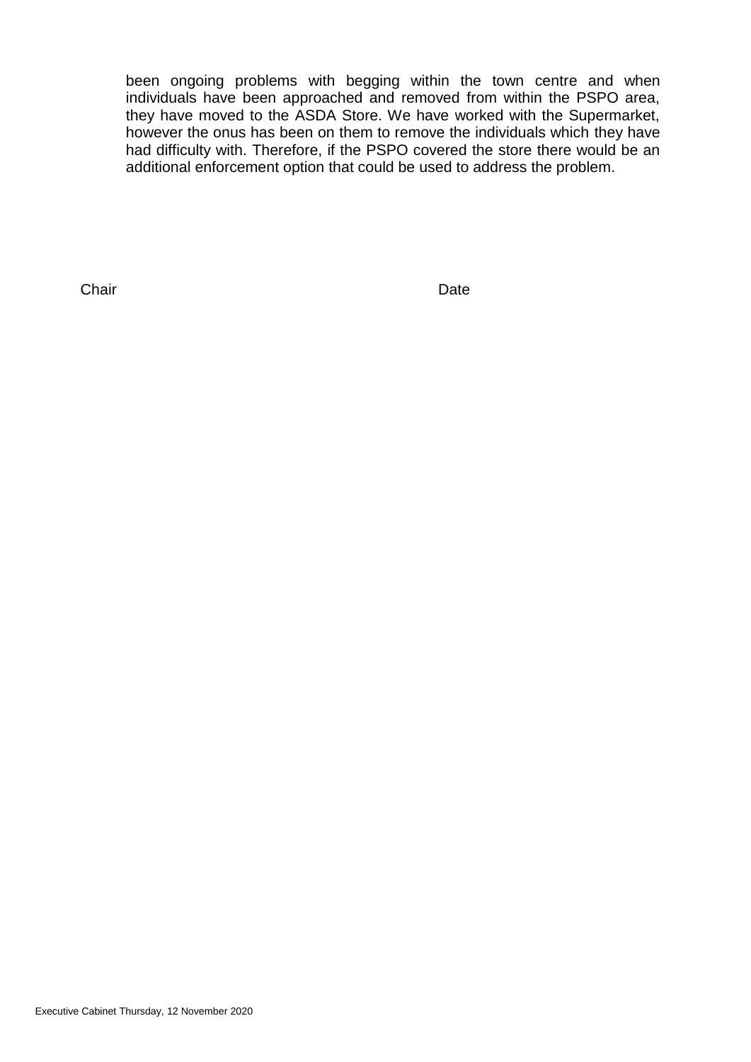been ongoing problems with begging within the town centre and when individuals have been approached and removed from within the PSPO area, they have moved to the ASDA Store. We have worked with the Supermarket, however the onus has been on them to remove the individuals which they have had difficulty with. Therefore, if the PSPO covered the store there would be an additional enforcement option that could be used to address the problem.

Chair Date